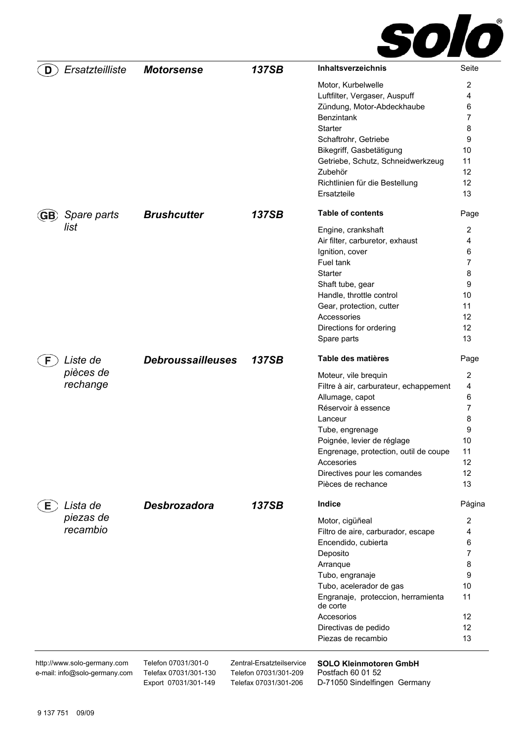solo®

## (D) Ersatzteilliste — *Motorsense* — *137SB*

| Inhaltsverzeichnis | Seite |
|---|---|
| Motor, Kurbelwelle | 2 |
| Luftfilter, Vergaser, Auspuff | 4 |
| Zündung, Motor-Abdeckhaube | 6 |
| Benzintank | 7 |
| Starter | 8 |
| Schaftrohr, Getriebe | 9 |
| Bikegriff, Gasbetätigung | 10 |
| Getriebe, Schutz, Schneidwerkzeug | 11 |
| Zubehör | 12 |
| Richtlinien für die Bestellung | 12 |
| Ersatzteile | 13 |

## (GB) Spare parts list — *Brushcutter* — *137SB*

| Table of contents | Page |
|---|---|
| Engine, crankshaft | 2 |
| Air filter, carburetor, exhaust | 4 |
| Ignition, cover | 6 |
| Fuel tank | 7 |
| Starter | 8 |
| Shaft tube, gear | 9 |
| Handle, throttle control | 10 |
| Gear, protection, cutter | 11 |
| Accessories | 12 |
| Directions for ordering | 12 |
| Spare parts | 13 |

## (F) Liste de pièces de rechange — *Debroussailleuses* — *137SB*

| Table des matières | Page |
|---|---|
| Moteur, vile brequin | 2 |
| Filtre à air, carburateur, echappement | 4 |
| Allumage, capot | 6 |
| Réservoir à essence | 7 |
| Lanceur | 8 |
| Tube, engrenage | 9 |
| Poignée, levier de réglage | 10 |
| Engrenage, protection, outil de coupe | 11 |
| Accesories | 12 |
| Directives pour les comandes | 12 |
| Pièces de rechance | 13 |

## (E) Lista de piezas de recambio — *Desbrozadora* — *137SB*

| Indice | Página |
|---|---|
| Motor, cigüñeal | 2 |
| Filtro de aire, carburador, escape | 4 |
| Encendido, cubierta | 6 |
| Deposito | 7 |
| Arranque | 8 |
| Tubo, engranaje | 9 |
| Tubo, acelerador de gas | 10 |
| Engranaje, proteccion, herramienta de corte | 11 |
| Accesorios | 12 |
| Directivas de pedido | 12 |
| Piezas de recambio | 13 |

---

http://www.solo-germany.com
e-mail: info@solo-germany.com

Telefon 07031/301-0
Telefax 07031/301-130
Export 07031/301-149

Zentral-Ersatzteilservice
Telefon 07031/301-209
Telefax 07031/301-206

**SOLO Kleinmotoren GmbH**
Postfach 60 01 52
D-71050 Sindelfingen Germany

9 137 751 09/09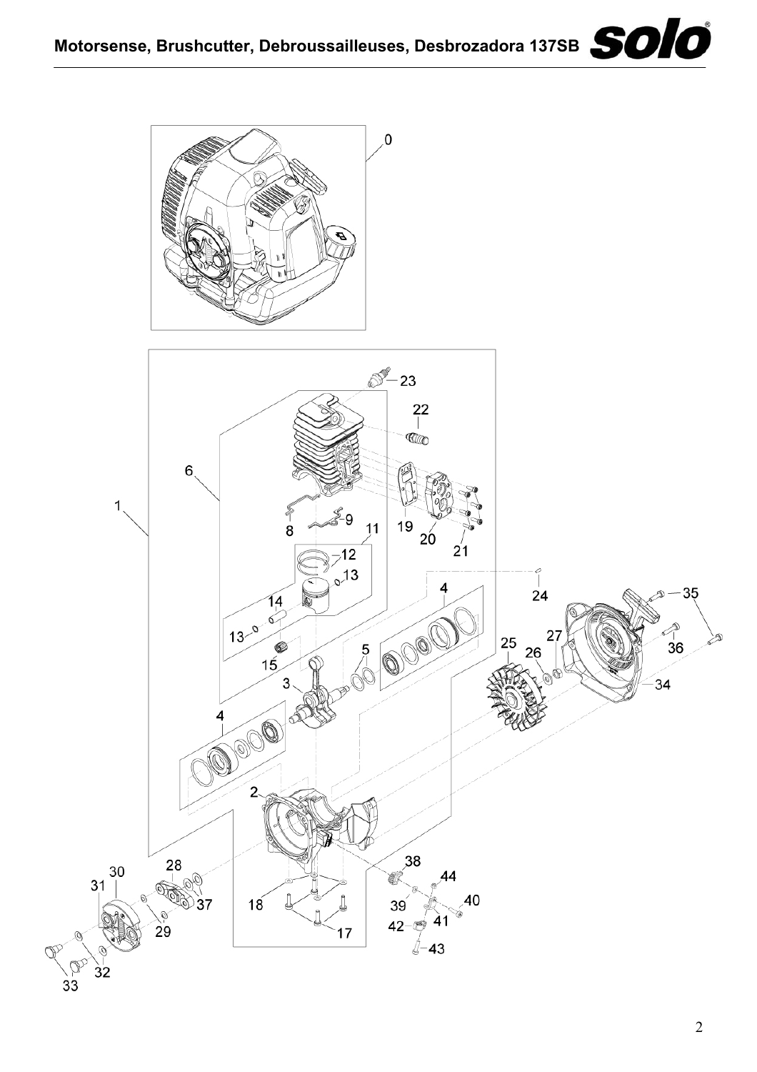# Motorsense, Brushcutter, Debroussailleuses, Desbrozadora 137SB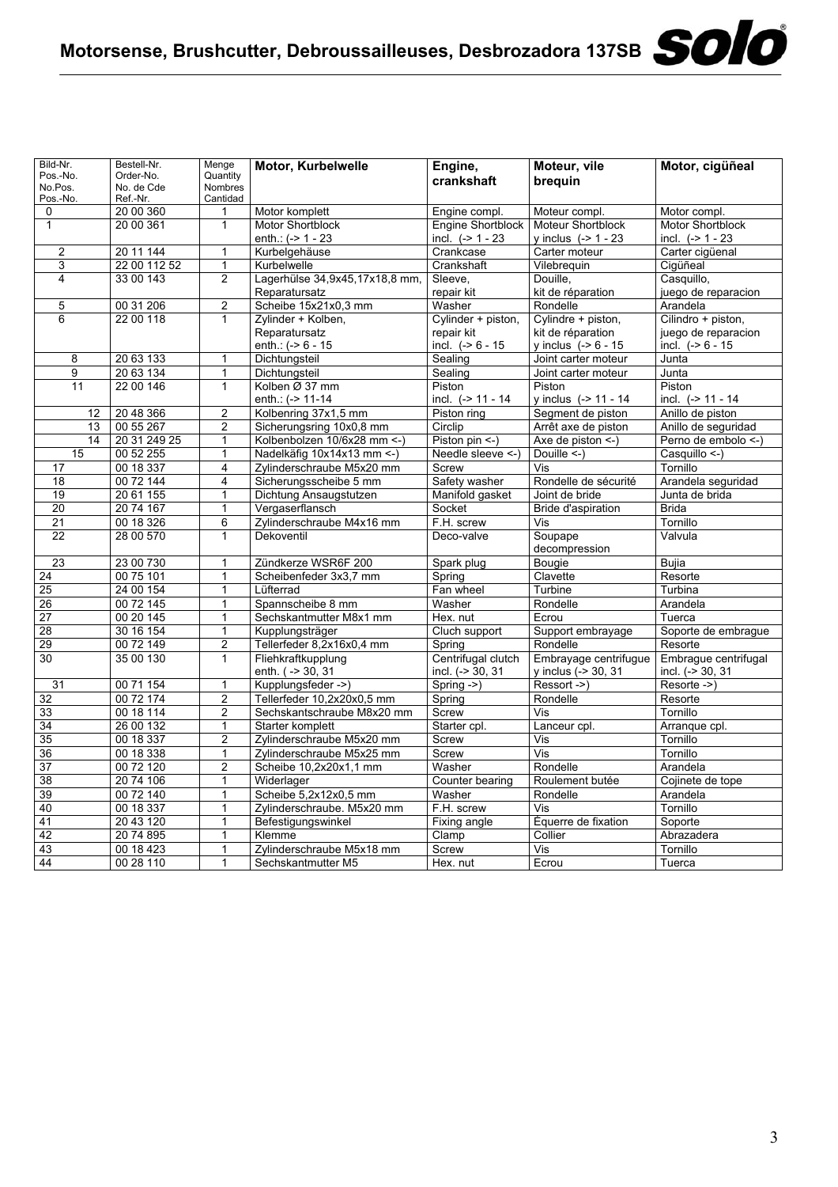# Motorsense, Brushcutter, Debroussailleuses, Desbrozadora 137SB

| Bild-Nr. Pos.-No. No.Pos. Pos.-No. | Bestell-Nr. Order-No. No. de Cde Ref.-Nr. | Menge Quantity Nombres Cantidad | **Motor, Kurbelwelle** | **Engine, crankshaft** | **Moteur, vile brequin** | **Motor, cigüñeal** |
|---|---|---|---|---|---|---|
| 0 | 20 00 360 | 1 | Motor komplett | Engine compl. | Moteur compl. | Motor compl. |
| 1 | 20 00 361 | 1 | Motor Shortblock enth.: (-> 1 - 23 | Engine Shortblock incl. (-> 1 - 23 | Moteur Shortblock y inclus (-> 1 - 23 | Motor Shortblock incl. (-> 1 - 23 |
| 2 | 20 11 144 | 1 | Kurbelgehäuse | Crankcase | Carter moteur | Carter cigüenal |
| 3 | 22 00 112 52 | 1 | Kurbelwelle | Crankshaft | Vilebrequin | Cigüñeal |
| 4 | 33 00 143 | 2 | Lagerhülse 34,9x45,17x18,8 mm, Reparatursatz | Sleeve, repair kit | Douille, kit de réparation | Casquillo, juego de reparacion |
| 5 | 00 31 206 | 2 | Scheibe 15x21x0,3 mm | Washer | Rondelle | Arandela |
| 6 | 22 00 118 | 1 | Zylinder + Kolben, Reparatursatz enth.: (-> 6 - 15 | Cylinder + piston, repair kit incl. (-> 6 - 15 | Cylindre + piston, kit de réparation y inclus (-> 6 - 15 | Cilindro + piston, juego de reparacion incl. (-> 6 - 15 |
| 8 | 20 63 133 | 1 | Dichtungsteil | Sealing | Joint carter moteur | Junta |
| 9 | 20 63 134 | 1 | Dichtungsteil | Sealing | Joint carter moteur | Junta |
| 11 | 22 00 146 | 1 | Kolben Ø 37 mm enth.: (-> 11-14 | Piston incl. (-> 11 - 14 | Piston y inclus (-> 11 - 14 | Piston incl. (-> 11 - 14 |
| 12 | 20 48 366 | 2 | Kolbenring 37x1,5 mm | Piston ring | Segment de piston | Anillo de piston |
| 13 | 00 55 267 | 2 | Sicherungsring 10x0,8 mm | Circlip | Arrêt axe de piston | Anillo de seguridad |
| 14 | 20 31 249 25 | 1 | Kolbenbolzen 10/6x28 mm <-) | Piston pin <-) | Axe de piston <-) | Perno de embolo <-) |
| 15 | 00 52 255 | 1 | Nadelkäfig 10x14x13 mm <-) | Needle sleeve <-) | Douille <-) | Casquillo <-) |
| 17 | 00 18 337 | 4 | Zylinderschraube M5x20 mm | Screw | Vis | Tornillo |
| 18 | 00 72 144 | 4 | Sicherungsscheibe 5 mm | Safety washer | Rondelle de sécurité | Arandela seguridad |
| 19 | 20 61 155 | 1 | Dichtung Ansaugstutzen | Manifold gasket | Joint de bride | Junta de brida |
| 20 | 20 74 167 | 1 | Vergaserflansch | Socket | Bride d'aspiration | Brida |
| 21 | 00 18 326 | 6 | Zylinderschraube M4x16 mm | F.H. screw | Vis | Tornillo |
| 22 | 28 00 570 | 1 | Dekoventil | Deco-valve | Soupape decompression | Valvula |
| 23 | 23 00 730 | 1 | Zündkerze WSR6F 200 | Spark plug | Bougie | Bujia |
| 24 | 00 75 101 | 1 | Scheibenfeder 3x3,7 mm | Spring | Clavette | Resorte |
| 25 | 24 00 154 | 1 | Lüfterrad | Fan wheel | Turbine | Turbina |
| 26 | 00 72 145 | 1 | Spannscheibe 8 mm | Washer | Rondelle | Arandela |
| 27 | 00 20 145 | 1 | Sechskantmutter M8x1 mm | Hex. nut | Ecrou | Tuerca |
| 28 | 30 16 154 | 1 | Kupplungsträger | Cluch support | Support embrayage | Soporte de embrague |
| 29 | 00 72 149 | 2 | Tellerfeder 8,2x16x0,4 mm | Spring | Rondelle | Resorte |
| 30 | 35 00 130 | 1 | Fliehkraftkupplung enth. ( -> 30, 31 | Centrifugal clutch incl. (-> 30, 31 | Embrayage centrifugue y inclus (-> 30, 31 | Embrague centrifugal incl. (-> 30, 31 |
| 31 | 00 71 154 | 1 | Kupplungsfeder ->) | Spring ->) | Ressort ->) | Resorte ->) |
| 32 | 00 72 174 | 2 | Tellerfeder 10,2x20x0,5 mm | Spring | Rondelle | Resorte |
| 33 | 00 18 114 | 2 | Sechskantschraube M8x20 mm | Screw | Vis | Tornillo |
| 34 | 26 00 132 | 1 | Starter komplett | Starter cpl. | Lanceur cpl. | Arranque cpl. |
| 35 | 00 18 337 | 2 | Zylinderschraube M5x20 mm | Screw | Vis | Tornillo |
| 36 | 00 18 338 | 1 | Zylinderschraube M5x25 mm | Screw | Vis | Tornillo |
| 37 | 00 72 120 | 2 | Scheibe 10,2x20x1,1 mm | Washer | Rondelle | Arandela |
| 38 | 20 74 106 | 1 | Widerlager | Counter bearing | Roulement butée | Cojinete de tope |
| 39 | 00 72 140 | 1 | Scheibe 5,2x12x0,5 mm | Washer | Rondelle | Arandela |
| 40 | 00 18 337 | 1 | Zylinderschraube. M5x20 mm | F.H. screw | Vis | Tornillo |
| 41 | 20 43 120 | 1 | Befestigungswinkel | Fixing angle | Équerre de fixation | Soporte |
| 42 | 20 74 895 | 1 | Klemme | Clamp | Collier | Abrazadera |
| 43 | 00 18 423 | 1 | Zylinderschraube M5x18 mm | Screw | Vis | Tornillo |
| 44 | 00 28 110 | 1 | Sechskantmutter M5 | Hex. nut | Ecrou | Tuerca |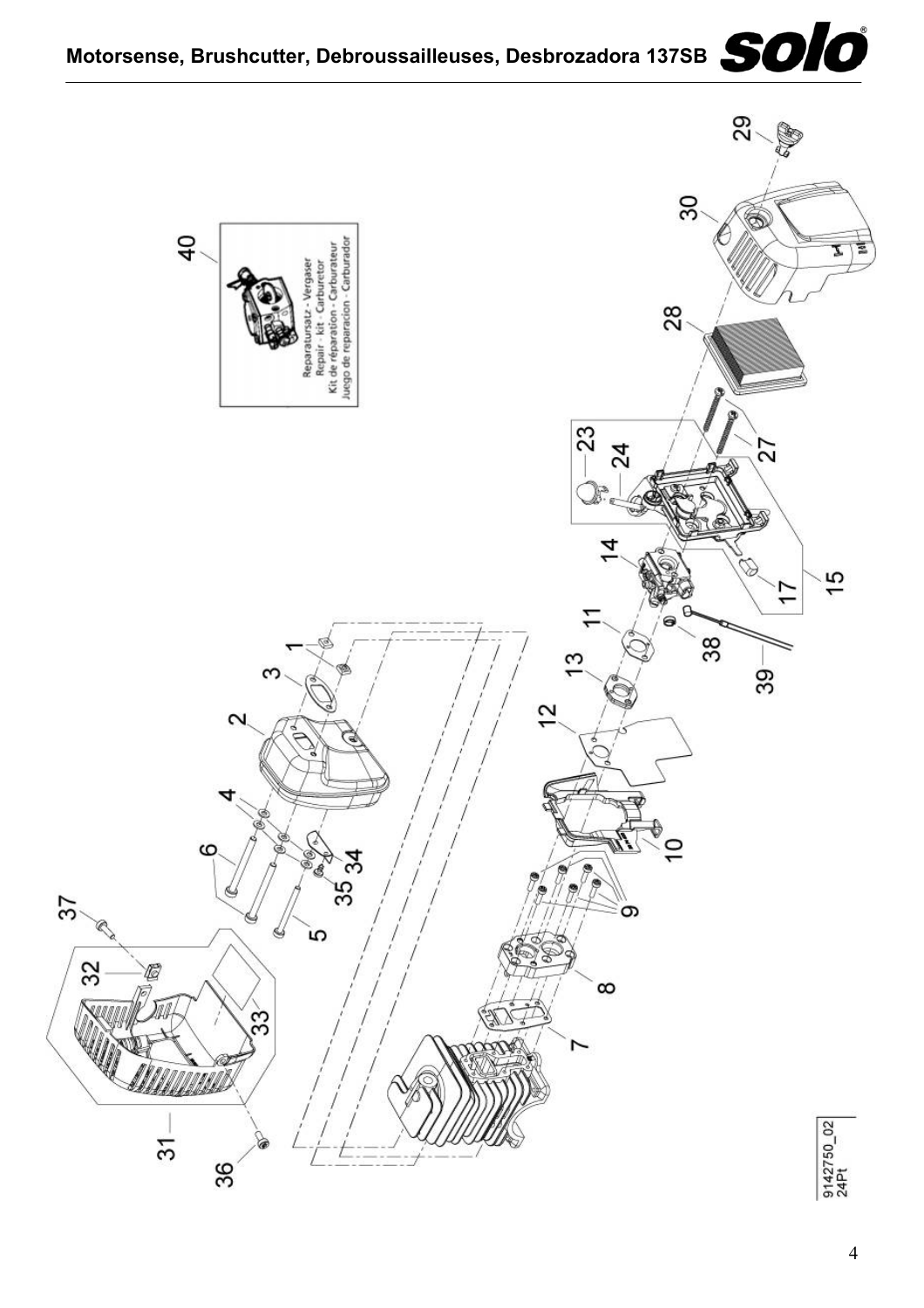# Motorsense, Brushcutter, Debroussailleuses, Desbrozadora 137SB

Reparatursatz - Vergaser
Repair - kit - Carburetor
Kit de réparation - Carburateur
Juego de reparacion - Carburador

1 2 3 4 5 6 7 8 9 10 11 12 13 14 15 17 23 24 27 28 29 30 31 32 33 34 35 36 37 38 39 40

9142750_02
24Pt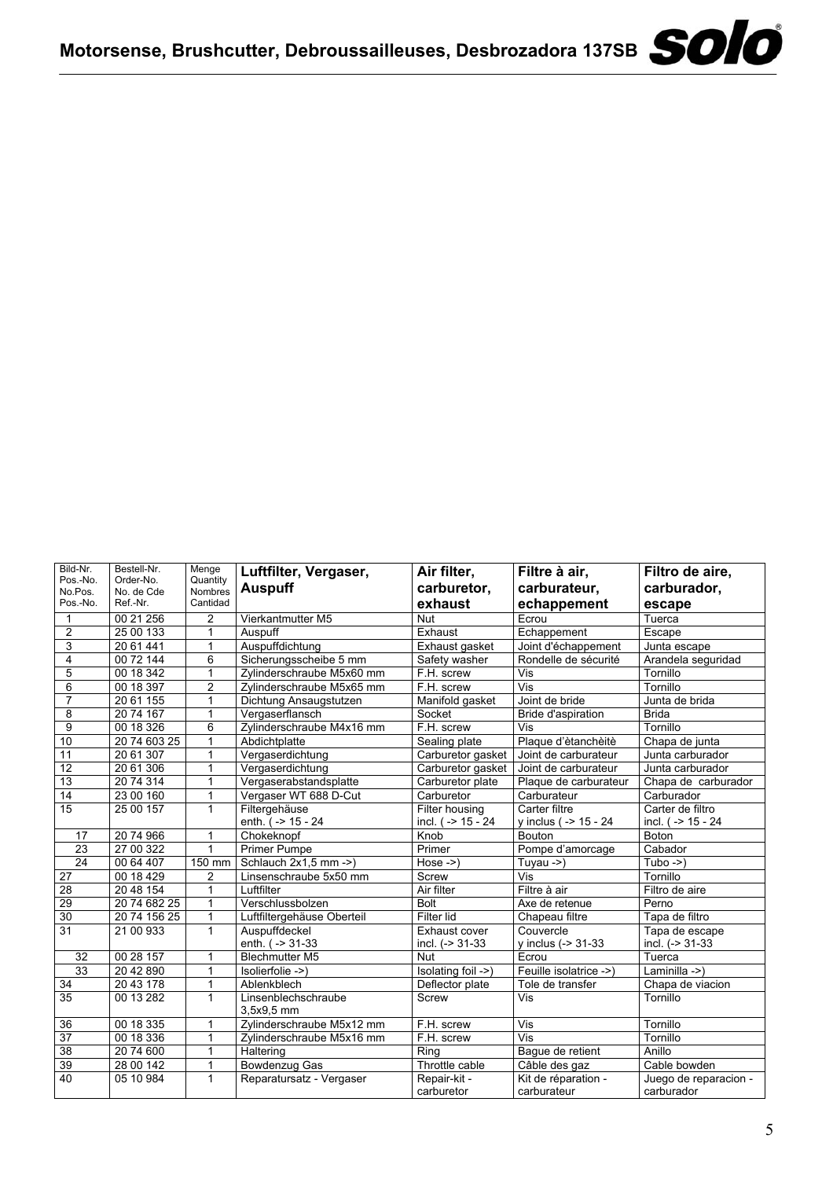# Motorsense, Brushcutter, Debroussailleuses, Desbrozadora 137SB

| Bild-Nr. Pos.-No. No.Pos. Pos.-No. | Bestell-Nr. Order-No. No. de Cde Ref.-Nr. | Menge Quantity Nombres Cantidad | **Luftfilter, Vergaser, Auspuff** | **Air filter, carburetor, exhaust** | **Filtre à air, carburateur, echappement** | **Filtro de aire, carburador, escape** |
|---|---|---|---|---|---|---|
| 1 | 00 21 256 | 2 | Vierkantmutter M5 | Nut | Ecrou | Tuerca |
| 2 | 25 00 133 | 1 | Auspuff | Exhaust | Echappement | Escape |
| 3 | 20 61 441 | 1 | Auspuffdichtung | Exhaust gasket | Joint d'échappement | Junta escape |
| 4 | 00 72 144 | 6 | Sicherungsscheibe 5 mm | Safety washer | Rondelle de sécurité | Arandela seguridad |
| 5 | 00 18 342 | 1 | Zylinderschraube M5x60 mm | F.H. screw | Vis | Tornillo |
| 6 | 00 18 397 | 2 | Zylinderschraube M5x65 mm | F.H. screw | Vis | Tornillo |
| 7 | 20 61 155 | 1 | Dichtung Ansaugstutzen | Manifold gasket | Joint de bride | Junta de brida |
| 8 | 20 74 167 | 1 | Vergaserflansch | Socket | Bride d'aspiration | Brida |
| 9 | 00 18 326 | 6 | Zylinderschraube M4x16 mm | F.H. screw | Vis | Tornillo |
| 10 | 20 74 603 25 | 1 | Abdichtplatte | Sealing plate | Plaque d'ètanchèitè | Chapa de junta |
| 11 | 20 61 307 | 1 | Vergaserdichtung | Carburetor gasket | Joint de carburateur | Junta carburador |
| 12 | 20 61 306 | 1 | Vergaserdichtung | Carburetor gasket | Joint de carburateur | Junta carburador |
| 13 | 20 74 314 | 1 | Vergaserabstandsplatte | Carburetor plate | Plaque de carburateur | Chapa de carburador |
| 14 | 23 00 160 | 1 | Vergaser WT 688 D-Cut | Carburetor | Carburateur | Carburador |
| 15 | 25 00 157 | 1 | Filtergehäuse enth. ( -> 15 - 24 | Filter housing incl. ( -> 15 - 24 | Carter filtre y inclus ( -> 15 - 24 | Carter de filtro incl. ( -> 15 - 24 |
| 17 | 20 74 966 | 1 | Chokeknopf | Knob | Bouton | Boton |
| 23 | 27 00 322 | 1 | Primer Pumpe | Primer | Pompe d'amorcage | Cabador |
| 24 | 00 64 407 | 150 mm | Schlauch 2x1,5 mm ->) | Hose ->) | Tuyau ->) | Tubo ->) |
| 27 | 00 18 429 | 2 | Linsenschraube 5x50 mm | Screw | Vis | Tornillo |
| 28 | 20 48 154 | 1 | Luftfilter | Air filter | Filtre à air | Filtro de aire |
| 29 | 20 74 682 25 | 1 | Verschlussbolzen | Bolt | Axe de retenue | Perno |
| 30 | 20 74 156 25 | 1 | Luftfiltergehäuse Oberteil | Filter lid | Chapeau filtre | Tapa de filtro |
| 31 | 21 00 933 | 1 | Auspuffdeckel enth. ( -> 31-33 | Exhaust cover incl. (-> 31-33 | Couvercle y inclus (-> 31-33 | Tapa de escape incl. (-> 31-33 |
| 32 | 00 28 157 | 1 | Blechmutter M5 | Nut | Ecrou | Tuerca |
| 33 | 20 42 890 | 1 | Isolierfolie ->) | Isolating foil ->) | Feuille isolatrice ->) | Laminilla ->) |
| 34 | 20 43 178 | 1 | Ablenkblech | Deflector plate | Tole de transfer | Chapa de viacion |
| 35 | 00 13 282 | 1 | Linsenblechschraube 3,5x9,5 mm | Screw | Vis | Tornillo |
| 36 | 00 18 335 | 1 | Zylinderschraube M5x12 mm | F.H. screw | Vis | Tornillo |
| 37 | 00 18 336 | 1 | Zylinderschraube M5x16 mm | F.H. screw | Vis | Tornillo |
| 38 | 20 74 600 | 1 | Haltering | Ring | Bague de retient | Anillo |
| 39 | 28 00 142 | 1 | Bowdenzug Gas | Throttle cable | Câble des gaz | Cable bowden |
| 40 | 05 10 984 | 1 | Reparatursatz - Vergaser | Repair-kit - carburetor | Kit de réparation - carburateur | Juego de reparacion - carburador |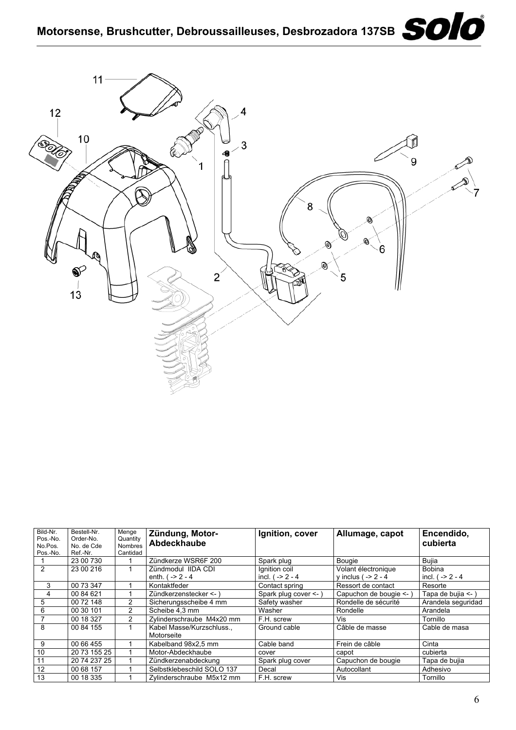# Motorsense, Brushcutter, Debroussailleuses, Desbrozadora 137SB

| Bild-Nr. Pos.-No. No.Pos. Pos.-No. | Bestell-Nr. Order-No. No. de Cde Ref.-Nr. | Menge Quantity Nombres Cantidad | Zündung, Motor-Abdeckhaube | Ignition, cover | Allumage, capot | Encendido, cubierta |
|---|---|---|---|---|---|---|
| 1 | 23 00 730 | 1 | Zündkerze WSR6F 200 | Spark plug | Bougie | Bujia |
| 2 | 23 00 216 | 1 | Zündmodul IIDA CDI enth. ( -> 2 - 4 | Ignition coil incl. ( -> 2 - 4 | Volant électronique y inclus ( -> 2 - 4 | Bobina incl. ( -> 2 - 4 |
| 3 | 00 73 347 | 1 | Kontaktfeder | Contact spring | Ressort de contact | Resorte |
| 4 | 00 84 621 | 1 | Zündkerzenstecker <- ) | Spark plug cover <- ) | Capuchon de bougie <- ) | Tapa de bujia <- ) |
| 5 | 00 72 148 | 2 | Sicherungsscheibe 4 mm | Safety washer | Rondelle de sécurité | Arandela seguridad |
| 6 | 00 30 101 | 2 | Scheibe 4,3 mm | Washer | Rondelle | Arandela |
| 7 | 00 18 327 | 2 | Zylinderschraube M4x20 mm | F.H. screw | Vis | Tornillo |
| 8 | 00 84 155 | 1 | Kabel Masse/Kurzschluss., Motorseite | Ground cable | Câble de masse | Cable de masa |
| 9 | 00 66 455 | 1 | Kabelband 98x2,5 mm | Cable band | Frein de câble | Cinta |
| 10 | 20 73 155 25 | 1 | Motor-Abdeckhaube | cover | capot | cubierta |
| 11 | 20 74 237 25 | 1 | Zündkerzenabdeckung | Spark plug cover | Capuchon de bougie | Tapa de bujia |
| 12 | 00 68 157 | 1 | Selbstklebeschild SOLO 137 | Decal | Autocollant | Adhesivo |
| 13 | 00 18 335 | 1 | Zylinderschraube M5x12 mm | F.H. screw | Vis | Tornillo |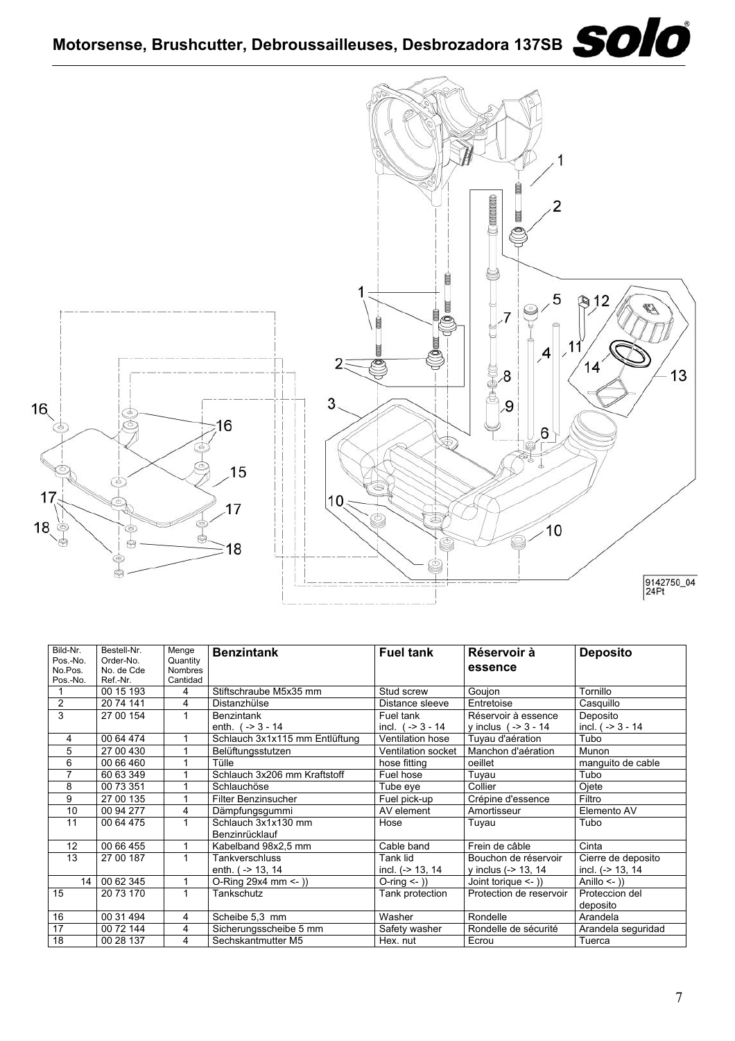# Motorsense, Brushcutter, Debroussailleuses, Desbrozadora 137SB

9142750_04
24Pt

| Bild-Nr. Pos.-No. No.Pos. Pos.-No. | Bestell-Nr. Order-No. No. de Cde Ref.-Nr. | Menge Quantity Nombres Cantidad | Benzintank | Fuel tank | Réservoir à essence | Deposito |
|---|---|---|---|---|---|---|
| 1 | 00 15 193 | 4 | Stiftschraube M5x35 mm | Stud screw | Goujon | Tornillo |
| 2 | 20 74 141 | 4 | Distanzhülse | Distance sleeve | Entretoise | Casquillo |
| 3 | 27 00 154 | 1 | Benzintank enth. ( -> 3 - 14 | Fuel tank incl. ( -> 3 - 14 | Réservoir à essence y inclus ( -> 3 - 14 | Deposito incl. ( -> 3 - 14 |
| 4 | 00 64 474 | 1 | Schlauch 3x1x115 mm Entlüftung | Ventilation hose | Tuyau d'aération | Tubo |
| 5 | 27 00 430 | 1 | Belüftungsstutzen | Ventilation socket | Manchon d'aération | Munon |
| 6 | 00 66 460 | 1 | Tülle | hose fitting | oeillet | manguito de cable |
| 7 | 60 63 349 | 1 | Schlauch 3x206 mm Kraftstoff | Fuel hose | Tuyau | Tubo |
| 8 | 00 73 351 | 1 | Schlauchöse | Tube eye | Collier | Ojete |
| 9 | 27 00 135 | 1 | Filter Benzinsucher | Fuel pick-up | Crépine d'essence | Filtro |
| 10 | 00 94 277 | 4 | Dämpfungsgummi | AV element | Amortisseur | Elemento AV |
| 11 | 00 64 475 | 1 | Schlauch 3x1x130 mm Benzinrücklauf | Hose | Tuyau | Tubo |
| 12 | 00 66 455 | 1 | Kabelband 98x2,5 mm | Cable band | Frein de câble | Cinta |
| 13 | 27 00 187 | 1 | Tankverschluss enth. ( -> 13, 14 | Tank lid incl. (-> 13, 14 | Bouchon de réservoir y inclus (-> 13, 14 | Cierre de deposito incl. (-> 13, 14 |
| 14 | 00 62 345 | 1 | O-Ring 29x4 mm <- )) | O-ring <- )) | Joint torique <- )) | Anillo <- )) |
| 15 | 20 73 170 | 1 | Tankschutz | Tank protection | Protection de reservoir | Proteccion del deposito |
| 16 | 00 31 494 | 4 | Scheibe 5,3 mm | Washer | Rondelle | Arandela |
| 17 | 00 72 144 | 4 | Sicherungsscheibe 5 mm | Safety washer | Rondelle de sécurité | Arandela seguridad |
| 18 | 00 28 137 | 4 | Sechskantmutter M5 | Hex. nut | Ecrou | Tuerca |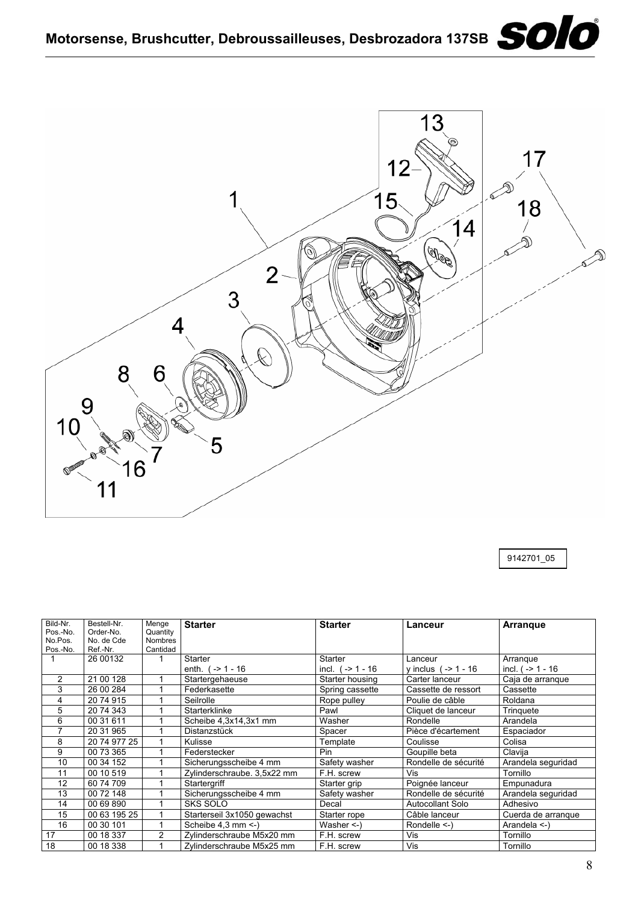# Motorsense, Brushcutter, Debroussailleuses, Desbrozadora 137SB

9142701_05

| Bild-Nr. Pos.-No. No.Pos. Pos.-No. | Bestell-Nr. Order-No. No. de Cde Ref.-Nr. | Menge Quantity Nombres Cantidad | **Starter** | **Starter** | **Lanceur** | **Arranque** |
|---|---|---|---|---|---|---|
| 1 | 26 00132 | 1 | Starter enth. ( -> 1 - 16 | Starter incl. ( -> 1 - 16 | Lanceur y inclus ( -> 1 - 16 | Arranque incl. ( -> 1 - 16 |
| 2 | 21 00 128 | 1 | Startergehaeuse | Starter housing | Carter lanceur | Caja de arranque |
| 3 | 26 00 284 | 1 | Federkasette | Spring cassette | Cassette de ressort | Cassette |
| 4 | 20 74 915 | 1 | Seilrolle | Rope pulley | Poulie de câble | Roldana |
| 5 | 20 74 343 | 1 | Starterklinke | Pawl | Cliquet de lanceur | Trinquete |
| 6 | 00 31 611 | 1 | Scheibe 4,3x14,3x1 mm | Washer | Rondelle | Arandela |
| 7 | 20 31 965 | 1 | Distanzstück | Spacer | Pièce d'écartement | Espaciador |
| 8 | 20 74 977 25 | 1 | Kulisse | Template | Coulisse | Colisa |
| 9 | 00 73 365 | 1 | Federstecker | Pin | Goupille beta | Clavija |
| 10 | 00 34 152 | 1 | Sicherungsscheibe 4 mm | Safety washer | Rondelle de sécurité | Arandela seguridad |
| 11 | 00 10 519 | 1 | Zylinderschraube. 3,5x22 mm | F.H. screw | Vis | Tornillo |
| 12 | 60 74 709 | 1 | Startergriff | Starter grip | Poignée lanceur | Empunadura |
| 13 | 00 72 148 | 1 | Sicherungsscheibe 4 mm | Safety washer | Rondelle de sécurité | Arandela seguridad |
| 14 | 00 69 890 | 1 | SKS SOLO | Decal | Autocollant Solo | Adhesivo |
| 15 | 00 63 195 25 | 1 | Starterseil 3x1050 gewachst | Starter rope | Câble lanceur | Cuerda de arranque |
| 16 | 00 30 101 | 1 | Scheibe 4,3 mm <-) | Washer <-) | Rondelle <-) | Arandela <-) |
| 17 | 00 18 337 | 2 | Zylinderschraube M5x20 mm | F.H. screw | Vis | Tornillo |
| 18 | 00 18 338 | 1 | Zylinderschraube M5x25 mm | F.H. screw | Vis | Tornillo |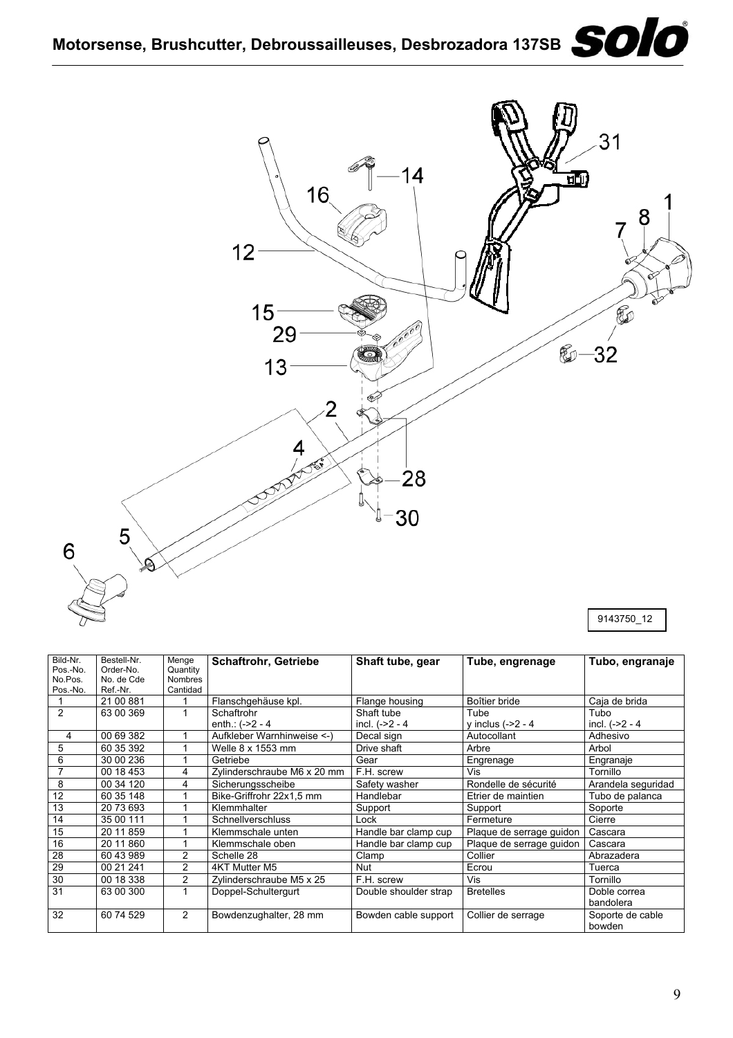# Motorsense, Brushcutter, Debroussailleuses, Desbrozadora 137SB

9143750_12

| Bild-Nr. Pos.-No. No.Pos. Pos.-No. | Bestell-Nr. Order-No. No. de Cde Ref.-Nr. | Menge Quantity Nombres Cantidad | **Schaftrohr, Getriebe** | **Shaft tube, gear** | **Tube, engrenage** | **Tubo, engranaje** |
|---|---|---|---|---|---|---|
| 1 | 21 00 881 | 1 | Flanschgehäuse kpl. | Flange housing | Boîtier bride | Caja de brida |
| 2 | 63 00 369 | 1 | Schaftrohr enth.: (->2 - 4 | Shaft tube incl. (->2 - 4 | Tube y inclus (->2 - 4 | Tubo incl. (->2 - 4 |
| 4 | 00 69 382 | 1 | Aufkleber Warnhinweise <-) | Decal sign | Autocollant | Adhesivo |
| 5 | 60 35 392 | 1 | Welle 8 x 1553 mm | Drive shaft | Arbre | Arbol |
| 6 | 30 00 236 | 1 | Getriebe | Gear | Engrenage | Engranaje |
| 7 | 00 18 453 | 4 | Zylinderschraube M6 x 20 mm | F.H. screw | Vis | Tornillo |
| 8 | 00 34 120 | 4 | Sicherungsscheibe | Safety washer | Rondelle de sécurité | Arandela seguridad |
| 12 | 60 35 148 | 1 | Bike-Griffrohr 22x1,5 mm | Handlebar | Etrier de maintien | Tubo de palanca |
| 13 | 20 73 693 | 1 | Klemmhalter | Support | Support | Soporte |
| 14 | 35 00 111 | 1 | Schnellverschluss | Lock | Fermeture | Cierre |
| 15 | 20 11 859 | 1 | Klemmschale unten | Handle bar clamp cup | Plaque de serrage guidon | Cascara |
| 16 | 20 11 860 | 1 | Klemmschale oben | Handle bar clamp cup | Plaque de serrage guidon | Cascara |
| 28 | 60 43 989 | 2 | Schelle 28 | Clamp | Collier | Abrazadera |
| 29 | 00 21 241 | 2 | 4KT Mutter M5 | Nut | Ecrou | Tuerca |
| 30 | 00 18 338 | 2 | Zylinderschraube M5 x 25 | F.H. screw | Vis | Tornillo |
| 31 | 63 00 300 | 1 | Doppel-Schultergurt | Double shoulder strap | Bretelles | Doble correa bandolera |
| 32 | 60 74 529 | 2 | Bowdenzughalter, 28 mm | Bowden cable support | Collier de serrage | Soporte de cable bowden |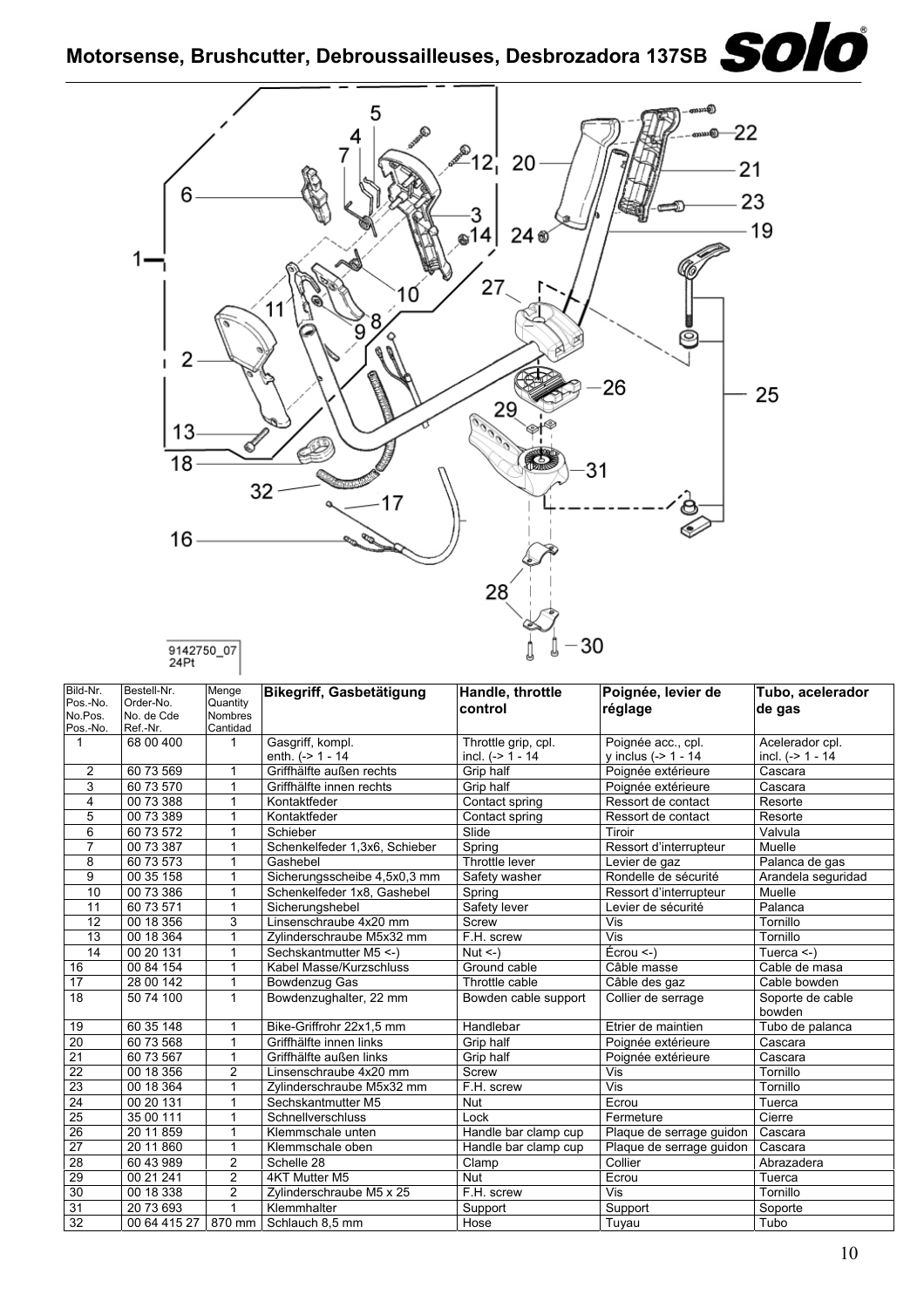# Motorsense, Brushcutter, Debroussailleuses, Desbrozadora 137SB

9142750_07
24Pt

| Bild-Nr. Pos.-No. No.Pos. Pos.-No. | Bestell-Nr. Order-No. No. de Cde Ref.-Nr. | Menge Quantity Nombres Cantidad | Bikegriff, Gasbetätigung | Handle, throttle control | Poignée, levier de réglage | Tubo, acelerador de gas |
|---|---|---|---|---|---|---|
| 1 | 68 00 400 | 1 | Gasgriff, kompl. enth. (-> 1 - 14 | Throttle grip, cpl. incl. (-> 1 - 14 | Poignée acc., cpl. y inclus (-> 1 - 14 | Acelerador cpl. incl. (-> 1 - 14 |
| 2 | 60 73 569 | 1 | Griffhälfte außen rechts | Grip half | Poignée extérieure | Cascara |
| 3 | 60 73 570 | 1 | Griffhälfte innen rechts | Grip half | Poignée extérieure | Cascara |
| 4 | 00 73 388 | 1 | Kontaktfeder | Contact spring | Ressort de contact | Resorte |
| 5 | 00 73 389 | 1 | Kontaktfeder | Contact spring | Ressort de contact | Resorte |
| 6 | 60 73 572 | 1 | Schieber | Slide | Tiroir | Valvula |
| 7 | 00 73 387 | 1 | Schenkelfeder 1,3x6, Schieber | Spring | Ressort d'interrupteur | Muelle |
| 8 | 60 73 573 | 1 | Gashebel | Throttle lever | Levier de gaz | Palanca de gas |
| 9 | 00 35 158 | 1 | Sicherungsscheibe 4,5x0,3 mm | Safety washer | Rondelle de sécurité | Arandela seguridad |
| 10 | 00 73 386 | 1 | Schenkelfeder 1x8, Gashebel | Spring | Ressort d'interrupteur | Muelle |
| 11 | 60 73 571 | 1 | Sicherungshebel | Safety lever | Levier de sécurité | Palanca |
| 12 | 00 18 356 | 3 | Linsenschraube 4x20 mm | Screw | Vis | Tornillo |
| 13 | 00 18 364 | 1 | Zylinderschraube M5x32 mm | F.H. screw | Vis | Tornillo |
| 14 | 00 20 131 | 1 | Sechskantmutter M5 <-) | Nut <-) | Écrou <-) | Tuerca <-) |
| 16 | 00 84 154 | 1 | Kabel Masse/Kurzschluss | Ground cable | Câble masse | Cable de masa |
| 17 | 28 00 142 | 1 | Bowdenzug Gas | Throttle cable | Câble des gaz | Cable bowden |
| 18 | 50 74 100 | 1 | Bowdenzughalter, 22 mm | Bowden cable support | Collier de serrage | Soporte de cable bowden |
| 19 | 60 35 148 | 1 | Bike-Griffrohr 22x1,5 mm | Handlebar | Etrier de maintien | Tubo de palanca |
| 20 | 60 73 568 | 1 | Griffhälfte innen links | Grip half | Poignée extérieure | Cascara |
| 21 | 60 73 567 | 1 | Griffhälfte außen links | Grip half | Poignée extérieure | Cascara |
| 22 | 00 18 356 | 2 | Linsenschraube 4x20 mm | Screw | Vis | Tornillo |
| 23 | 00 18 364 | 1 | Zylinderschraube M5x32 mm | F.H. screw | Vis | Tornillo |
| 24 | 00 20 131 | 1 | Sechskantmutter M5 | Nut | Ecrou | Tuerca |
| 25 | 35 00 111 | 1 | Schnellverschluss | Lock | Fermeture | Cierre |
| 26 | 20 11 859 | 1 | Klemmschale unten | Handle bar clamp cup | Plaque de serrage guidon | Cascara |
| 27 | 20 11 860 | 1 | Klemmschale oben | Handle bar clamp cup | Plaque de serrage guidon | Cascara |
| 28 | 60 43 989 | 2 | Schelle 28 | Clamp | Collier | Abrazadera |
| 29 | 00 21 241 | 2 | 4KT Mutter M5 | Nut | Ecrou | Tuerca |
| 30 | 00 18 338 | 2 | Zylinderschraube M5 x 25 | F.H. screw | Vis | Tornillo |
| 31 | 20 73 693 | 1 | Klemmhalter | Support | Support | Soporte |
| 32 | 00 64 415 27 | 870 mm | Schlauch 8,5 mm | Hose | Tuyau | Tubo |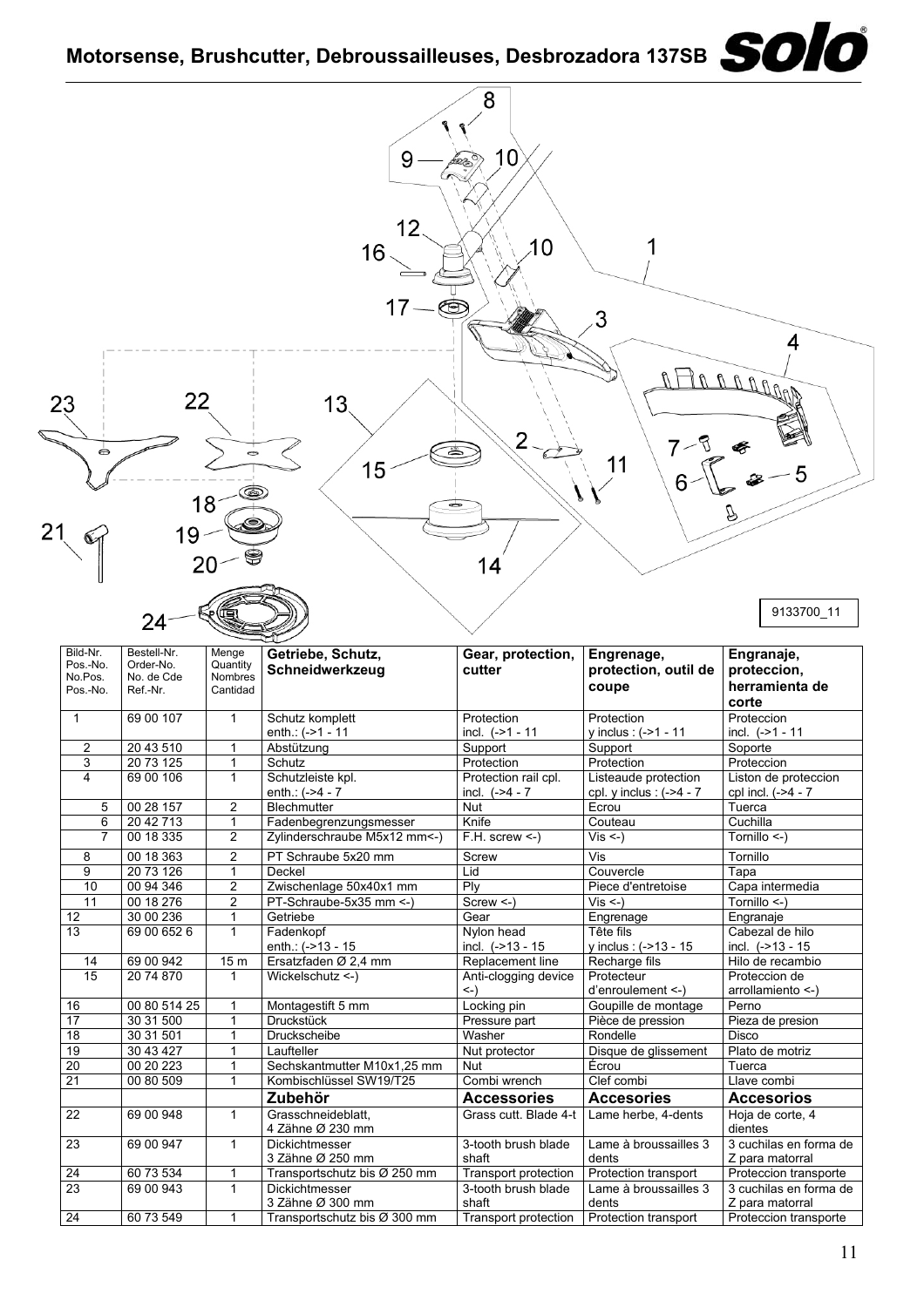# Motorsense, Brushcutter, Debroussailleuses, Desbrozadora 137SB

9133700_11

| Bild-Nr. Pos.-No. No.Pos. Pos.-No. | Bestell-Nr. Order-No. No. de Cde Ref.-Nr. | Menge Quantity Nombres Cantidad | Getriebe, Schutz, Schneidwerkzeug | Gear, protection, cutter | Engrenage, protection, outil de coupe | Engranaje, proteccion, herramienta de corte |
|---|---|---|---|---|---|---|
| 1 | 69 00 107 | 1 | Schutz komplett enth.: (->1 - 11 | Protection incl. (->1 - 11 | Protection y inclus : (->1 - 11 | Proteccion incl. (->1 - 11 |
| 2 | 20 43 510 | 1 | Abstützung | Support | Support | Soporte |
| 3 | 20 73 125 | 1 | Schutz | Protection | Protection | Proteccion |
| 4 | 69 00 106 | 1 | Schutzleiste kpl. enth.: (->4 - 7 | Protection rail cpl. incl. (->4 - 7 | Listeaude protection cpl. y inclus : (->4 - 7 | Liston de proteccion cpl incl. (->4 - 7 |
| 5 | 00 28 157 | 2 | Blechmutter | Nut | Ecrou | Tuerca |
| 6 | 20 42 713 | 1 | Fadenbegrenzungsmesser | Knife | Couteau | Cuchilla |
| 7 | 00 18 335 | 2 | Zylinderschraube M5x12 mm<-) | F.H. screw <-) | Vis <-) | Tornillo <-) |
| 8 | 00 18 363 | 2 | PT Schraube 5x20 mm | Screw | Vis | Tornillo |
| 9 | 20 73 126 | 1 | Deckel | Lid | Couvercle | Tapa |
| 10 | 00 94 346 | 2 | Zwischenlage 50x40x1 mm | Ply | Piece d'entretoise | Capa intermedia |
| 11 | 00 18 276 | 2 | PT-Schraube-5x35 mm <-) | Screw <-) | Vis <-) | Tornillo <-) |
| 12 | 30 00 236 | 1 | Getriebe | Gear | Engrenage | Engranaje |
| 13 | 69 00 652 6 | 1 | Fadenkopf enth.: (->13 - 15 | Nylon head incl. (->13 - 15 | Tête fils y inclus : (->13 - 15 | Cabezal de hilo incl. (->13 - 15 |
| 14 | 69 00 942 | 15 m | Ersatzfaden Ø 2,4 mm | Replacement line | Recharge fils | Hilo de recambio |
| 15 | 20 74 870 | 1 | Wickelschutz <-) | Anti-clogging device <-) | Protecteur d'enroulement <-) | Proteccion de arrollamiento <-) |
| 16 | 00 80 514 25 | 1 | Montagestift 5 mm | Locking pin | Goupille de montage | Perno |
| 17 | 30 31 500 | 1 | Druckstück | Pressure part | Pièce de pression | Pieza de presion |
| 18 | 30 31 501 | 1 | Druckscheibe | Washer | Rondelle | Disco |
| 19 | 30 43 427 | 1 | Laufteller | Nut protector | Disque de glissement | Plato de motriz |
| 20 | 00 20 223 | 1 | Sechskantmutter M10x1,25 mm | Nut | Écrou | Tuerca |
| 21 | 00 80 509 | 1 | Kombischlüssel SW19/T25 | Combi wrench | Clef combi | Llave combi |
| | | | **Zubehör** | **Accessories** | **Accesories** | **Accesorios** |
| 22 | 69 00 948 | 1 | Grasschneideblatt, 4 Zähne Ø 230 mm | Grass cutt. Blade 4-t | Lame herbe, 4-dents | Hoja de corte, 4 dientes |
| 23 | 69 00 947 | 1 | Dickichtmesser 3 Zähne Ø 250 mm | 3-tooth brush blade shaft | Lame à broussailles 3 dents | 3 cuchilas en forma de Z para matorral |
| 24 | 60 73 534 | 1 | Transportschutz bis Ø 250 mm | Transport protection | Protection transport | Proteccion transporte |
| 23 | 69 00 943 | 1 | Dickichtmesser 3 Zähne Ø 300 mm | 3-tooth brush blade shaft | Lame à broussailles 3 dents | 3 cuchilas en forma de Z para matorral |
| 24 | 60 73 549 | 1 | Transportschutz bis Ø 300 mm | Transport protection | Protection transport | Proteccion transporte |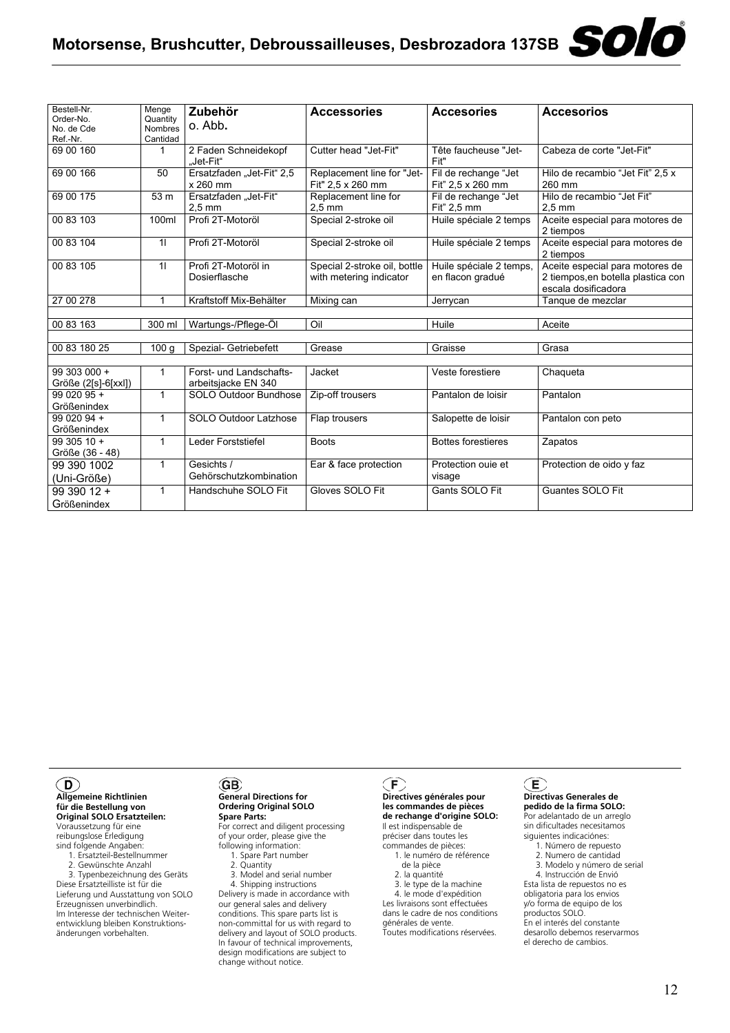| Bestell-Nr. Order-No. No. de Cde Ref.-Nr. | Menge Quantity Nombres Cantidad | Zubehör o. Abb. | Accessories | Accesories | Accesorios |
|---|---|---|---|---|---|
| 69 00 160 | 1 | 2 Faden Schneidekopf „Jet-Fit“ | Cutter head "Jet-Fit" | Tête faucheuse "Jet-Fit" | Cabeza de corte "Jet-Fit" |
| 69 00 166 | 50 | Ersatzfaden „Jet-Fit“ 2,5 x 260 mm | Replacement line for "Jet-Fit" 2,5 x 260 mm | Fil de rechange “Jet Fit” 2,5 x 260 mm | Hilo de recambio “Jet Fit” 2,5 x 260 mm |
| 69 00 175 | 53 m | Ersatzfaden „Jet-Fit“ 2,5 mm | Replacement line for 2,5 mm | Fil de rechange “Jet Fit” 2,5 mm | Hilo de recambio “Jet Fit” 2,5 mm |
| 00 83 103 | 100ml | Profi 2T-Motoröl | Special 2-stroke oil | Huile spéciale 2 temps | Aceite especial para motores de 2 tiempos |
| 00 83 104 | 1l | Profi 2T-Motoröl | Special 2-stroke oil | Huile spéciale 2 temps | Aceite especial para motores de 2 tiempos |
| 00 83 105 | 1l | Profi 2T-Motoröl in Dosierflasche | Special 2-stroke oil, bottle with metering indicator | Huile spéciale 2 temps, en flacon gradué | Aceite especial para motores de 2 tiempos,en botella plastica con escala dosificadora |
| 27 00 278 | 1 | Kraftstoff Mix-Behälter | Mixing can | Jerrycan | Tanque de mezclar |
| | | | | | |
| 00 83 163 | 300 ml | Wartungs-/Pflege-Öl | Oil | Huile | Aceite |
| | | | | | |
| 00 83 180 25 | 100 g | Spezial- Getriebefett | Grease | Graisse | Grasa |
| | | | | | |
| 99 303 000 + Größe (2[s]-6[xxl]) | 1 | Forst- und Landschafts-arbeitsjacke EN 340 | Jacket | Veste forestiere | Chaqueta |
| 99 020 95 + Größenindex | 1 | SOLO Outdoor Bundhose | Zip-off trousers | Pantalon de loisir | Pantalon |
| 99 020 94 + Größenindex | 1 | SOLO Outdoor Latzhose | Flap trousers | Salopette de loisir | Pantalon con peto |
| 99 305 10 + Größe (36 - 48) | 1 | Leder Forststiefel | Boots | Bottes forestieres | Zapatos |
| 99 390 1002 (Uni-Größe) | 1 | Gesichts / Gehörschutzkombination | Ear & face protection | Protection ouie et visage | Protection de oido y faz |
| 99 390 12 + Größenindex | 1 | Handschuhe SOLO Fit | Gloves SOLO Fit | Gants SOLO Fit | Guantes SOLO Fit |

**D**

**Allgemeine Richtlinien für die Bestellung von Original SOLO Ersatzteilen:**
Voraussetzung für eine reibungslose Erledigung sind folgende Angaben:
1. Ersatzteil-Bestellnummer
2. Gewünschte Anzahl
3. Typenbezeichnung des Geräts

Diese Ersatzteilliste ist für die Lieferung und Ausstattung von SOLO Erzeugnissen unverbindlich. Im Interesse der technischen Weiterentwicklung bleiben Konstruktionsänderungen vorbehalten.

**GB**

**General Directions for Ordering Original SOLO Spare Parts:**
For correct and diligent processing of your order, please give the following information:
1. Spare Part number
2. Quantity
3. Model and serial number
4. Shipping instructions

Delivery is made in accordance with our general sales and delivery conditions. This spare parts list is non-committal for us with regard to delivery and layout of SOLO products. In favour of technical improvements, design modifications are subject to change without notice.

**F**

**Directives générales pour les commandes de pièces de rechange d'origine SOLO:**
Il est indispensable de préciser dans toutes les commandes de pièces:
1. le numéro de référence de la pièce
2. la quantité
3. le type de la machine
4. le mode d'expédition

Les livraisons sont effectuées dans le cadre de nos conditions générales de vente. Toutes modifications réservées.

**E**

**Directivas Generales de pedido de la firma SOLO:**
Por adelantado de un arreglo sin dificultades necesitamos siguientes indicaciónes:
1. Número de repuesto
2. Numero de cantidad
3. Modelo y número de serial
4. Instrucción de Envió

Esta lista de repuestos no es obligatoria para los envios y/o forma de equipo de los productos SOLO. En el interés del constante desarollo debemos reservarmos el derecho de cambios.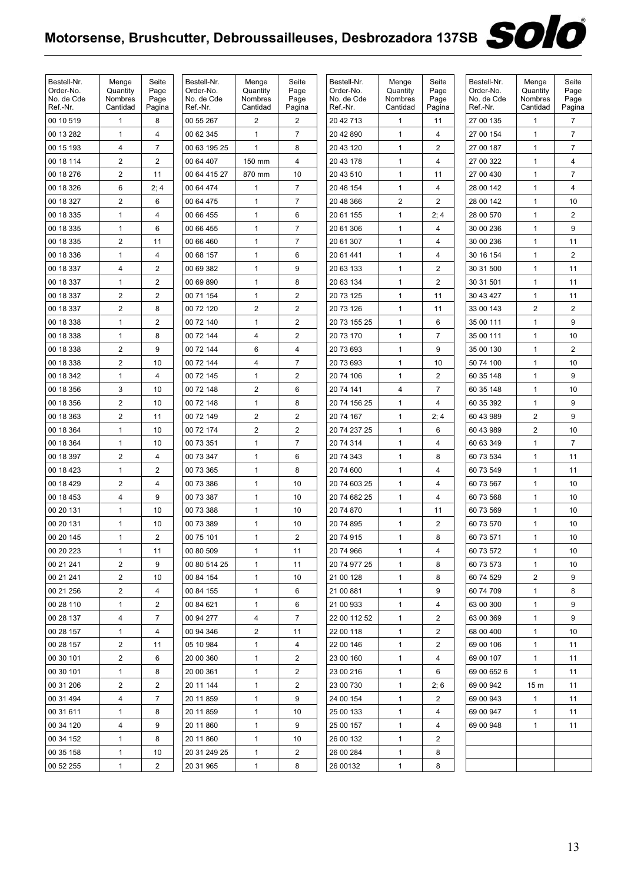# Motorsense, Brushcutter, Debroussailleuses, Desbrozadora 137SB

| Bestell-Nr. Order-No. No. de Cde Ref.-Nr. | Menge Quantity Nombres Cantidad | Seite Page Page Pagina |
|---|---|---|
| 00 10 519 | 1 | 8 |
| 00 13 282 | 1 | 4 |
| 00 15 193 | 4 | 7 |
| 00 18 114 | 2 | 2 |
| 00 18 276 | 2 | 11 |
| 00 18 326 | 6 | 2; 4 |
| 00 18 327 | 2 | 6 |
| 00 18 335 | 1 | 4 |
| 00 18 335 | 1 | 6 |
| 00 18 335 | 2 | 11 |
| 00 18 336 | 1 | 4 |
| 00 18 337 | 4 | 2 |
| 00 18 337 | 1 | 2 |
| 00 18 337 | 2 | 2 |
| 00 18 337 | 2 | 8 |
| 00 18 338 | 1 | 2 |
| 00 18 338 | 1 | 8 |
| 00 18 338 | 2 | 9 |
| 00 18 338 | 2 | 10 |
| 00 18 342 | 1 | 4 |
| 00 18 356 | 3 | 10 |
| 00 18 356 | 2 | 10 |
| 00 18 363 | 2 | 11 |
| 00 18 364 | 1 | 10 |
| 00 18 364 | 1 | 10 |
| 00 18 397 | 2 | 4 |
| 00 18 423 | 1 | 2 |
| 00 18 429 | 2 | 4 |
| 00 18 453 | 4 | 9 |
| 00 20 131 | 1 | 10 |
| 00 20 131 | 1 | 10 |
| 00 20 145 | 1 | 2 |
| 00 20 223 | 1 | 11 |
| 00 21 241 | 2 | 9 |
| 00 21 241 | 2 | 10 |
| 00 21 256 | 2 | 4 |
| 00 28 110 | 1 | 2 |
| 00 28 137 | 4 | 7 |
| 00 28 157 | 1 | 4 |
| 00 28 157 | 2 | 11 |
| 00 30 101 | 2 | 6 |
| 00 30 101 | 1 | 8 |
| 00 31 206 | 2 | 2 |
| 00 31 494 | 4 | 7 |
| 00 31 611 | 1 | 8 |
| 00 34 120 | 4 | 9 |
| 00 34 152 | 1 | 8 |
| 00 35 158 | 1 | 10 |
| 00 52 255 | 1 | 2 |
| 00 55 267 | 2 | 2 |
| 00 62 345 | 1 | 7 |
| 00 63 195 25 | 1 | 8 |
| 00 64 407 | 150 mm | 4 |
| 00 64 415 27 | 870 mm | 10 |
| 00 64 474 | 1 | 7 |
| 00 64 475 | 1 | 7 |
| 00 66 455 | 1 | 6 |
| 00 66 455 | 1 | 7 |
| 00 66 460 | 1 | 7 |
| 00 68 157 | 1 | 6 |
| 00 69 382 | 1 | 9 |
| 00 69 890 | 1 | 8 |
| 00 71 154 | 1 | 2 |
| 00 72 120 | 2 | 2 |
| 00 72 140 | 1 | 2 |
| 00 72 144 | 4 | 2 |
| 00 72 144 | 6 | 4 |
| 00 72 144 | 4 | 7 |
| 00 72 145 | 1 | 2 |
| 00 72 148 | 2 | 6 |
| 00 72 148 | 1 | 8 |
| 00 72 149 | 2 | 2 |
| 00 72 174 | 2 | 2 |
| 00 73 351 | 1 | 7 |
| 00 73 347 | 1 | 6 |
| 00 73 365 | 1 | 8 |
| 00 73 386 | 1 | 10 |
| 00 73 387 | 1 | 10 |
| 00 73 388 | 1 | 10 |
| 00 73 389 | 1 | 10 |
| 00 75 101 | 1 | 2 |
| 00 80 509 | 1 | 11 |
| 00 80 514 25 | 1 | 11 |
| 00 84 154 | 1 | 10 |
| 00 84 155 | 1 | 6 |
| 00 84 621 | 1 | 6 |
| 00 94 277 | 4 | 7 |
| 00 94 346 | 2 | 11 |
| 05 10 984 | 1 | 4 |
| 20 00 360 | 1 | 2 |
| 20 00 361 | 1 | 2 |
| 20 11 144 | 1 | 2 |
| 20 11 859 | 1 | 9 |
| 20 11 859 | 1 | 10 |
| 20 11 860 | 1 | 9 |
| 20 11 860 | 1 | 10 |
| 20 31 249 25 | 1 | 2 |
| 20 31 965 | 1 | 8 |
| 20 42 713 | 1 | 11 |
| 20 42 890 | 1 | 4 |
| 20 43 120 | 1 | 2 |
| 20 43 178 | 1 | 4 |
| 20 43 510 | 1 | 11 |
| 20 48 154 | 1 | 4 |
| 20 48 366 | 2 | 2 |
| 20 61 155 | 1 | 2; 4 |
| 20 61 306 | 1 | 4 |
| 20 61 307 | 1 | 4 |
| 20 61 441 | 1 | 4 |
| 20 63 133 | 1 | 2 |
| 20 63 134 | 1 | 2 |
| 20 73 125 | 1 | 11 |
| 20 73 126 | 1 | 11 |
| 20 73 155 25 | 1 | 6 |
| 20 73 170 | 1 | 7 |
| 20 73 693 | 1 | 9 |
| 20 73 693 | 1 | 10 |
| 20 74 106 | 1 | 2 |
| 20 74 141 | 4 | 7 |
| 20 74 156 25 | 1 | 4 |
| 20 74 167 | 1 | 2; 4 |
| 20 74 237 25 | 1 | 6 |
| 20 74 314 | 1 | 4 |
| 20 74 343 | 1 | 8 |
| 20 74 600 | 1 | 4 |
| 20 74 603 25 | 1 | 4 |
| 20 74 682 25 | 1 | 4 |
| 20 74 870 | 1 | 11 |
| 20 74 895 | 1 | 2 |
| 20 74 915 | 1 | 8 |
| 20 74 966 | 1 | 4 |
| 20 74 977 25 | 1 | 8 |
| 21 00 128 | 1 | 8 |
| 21 00 881 | 1 | 9 |
| 21 00 933 | 1 | 4 |
| 22 00 112 52 | 1 | 2 |
| 22 00 118 | 1 | 2 |
| 22 00 146 | 1 | 2 |
| 23 00 160 | 1 | 4 |
| 23 00 216 | 1 | 6 |
| 23 00 730 | 1 | 2; 6 |
| 24 00 154 | 1 | 2 |
| 25 00 133 | 1 | 4 |
| 25 00 157 | 1 | 4 |
| 26 00 132 | 1 | 2 |
| 26 00 284 | 1 | 8 |
| 26 00132 | 1 | 8 |
| 27 00 135 | 1 | 7 |
| 27 00 154 | 1 | 7 |
| 27 00 187 | 1 | 7 |
| 27 00 322 | 1 | 4 |
| 27 00 430 | 1 | 7 |
| 28 00 142 | 1 | 4 |
| 28 00 142 | 1 | 10 |
| 28 00 570 | 1 | 2 |
| 30 00 236 | 1 | 9 |
| 30 00 236 | 1 | 11 |
| 30 16 154 | 1 | 2 |
| 30 31 500 | 1 | 11 |
| 30 31 501 | 1 | 11 |
| 30 43 427 | 1 | 11 |
| 33 00 143 | 2 | 2 |
| 35 00 111 | 1 | 9 |
| 35 00 111 | 1 | 10 |
| 35 00 130 | 1 | 2 |
| 50 74 100 | 1 | 10 |
| 60 35 148 | 1 | 9 |
| 60 35 148 | 1 | 10 |
| 60 35 392 | 1 | 9 |
| 60 43 989 | 2 | 9 |
| 60 43 989 | 2 | 10 |
| 60 63 349 | 1 | 7 |
| 60 73 534 | 1 | 11 |
| 60 73 549 | 1 | 11 |
| 60 73 567 | 1 | 10 |
| 60 73 568 | 1 | 10 |
| 60 73 569 | 1 | 10 |
| 60 73 570 | 1 | 10 |
| 60 73 571 | 1 | 10 |
| 60 73 572 | 1 | 10 |
| 60 73 573 | 1 | 10 |
| 60 74 529 | 2 | 9 |
| 60 74 709 | 1 | 8 |
| 63 00 300 | 1 | 9 |
| 63 00 369 | 1 | 9 |
| 68 00 400 | 1 | 10 |
| 69 00 106 | 1 | 11 |
| 69 00 107 | 1 | 11 |
| 69 00 652 6 | 1 | 11 |
| 69 00 942 | 15 m | 11 |
| 69 00 943 | 1 | 11 |
| 69 00 947 | 1 | 11 |
| 69 00 948 | 1 | 11 |